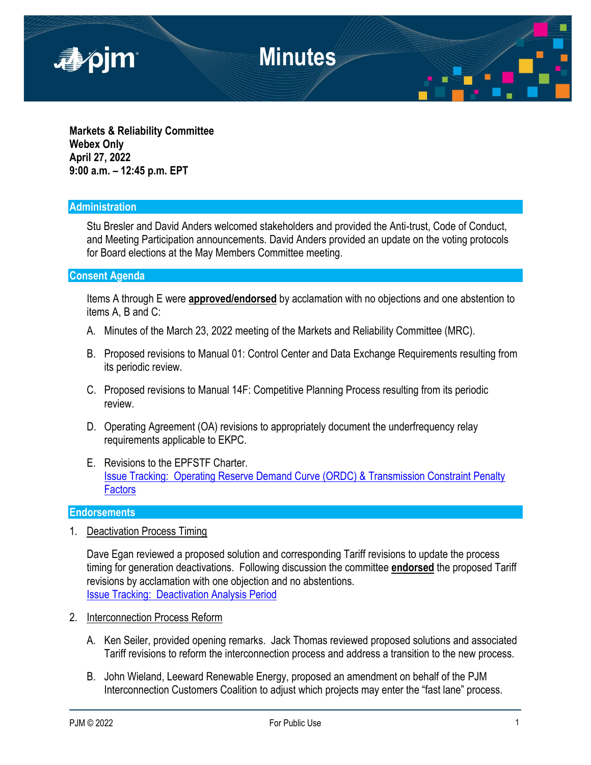# Minutes

**Markets & Reliability Committee**
**Webex Only**
**April 27, 2022**
**9:00 a.m. – 12:45 p.m. EPT**

## Administration

Stu Bresler and David Anders welcomed stakeholders and provided the Anti-trust, Code of Conduct, and Meeting Participation announcements. David Anders provided an update on the voting protocols for Board elections at the May Members Committee meeting.

## Consent Agenda

Items A through E were **approved/endorsed** by acclamation with no objections and one abstention to items A, B and C:

A. Minutes of the March 23, 2022 meeting of the Markets and Reliability Committee (MRC).

B. Proposed revisions to Manual 01: Control Center and Data Exchange Requirements resulting from its periodic review.

C. Proposed revisions to Manual 14F: Competitive Planning Process resulting from its periodic review.

D. Operating Agreement (OA) revisions to appropriately document the underfrequency relay requirements applicable to EKPC.

E. Revisions to the EPFSTF Charter.
Issue Tracking: Operating Reserve Demand Curve (ORDC) & Transmission Constraint Penalty Factors

## Endorsements

1. Deactivation Process Timing

   Dave Egan reviewed a proposed solution and corresponding Tariff revisions to update the process timing for generation deactivations. Following discussion the committee **endorsed** the proposed Tariff revisions by acclamation with one objection and no abstentions.
   Issue Tracking: Deactivation Analysis Period

2. Interconnection Process Reform

   A. Ken Seiler, provided opening remarks. Jack Thomas reviewed proposed solutions and associated Tariff revisions to reform the interconnection process and address a transition to the new process.

   B. John Wieland, Leeward Renewable Energy, proposed an amendment on behalf of the PJM Interconnection Customers Coalition to adjust which projects may enter the "fast lane" process.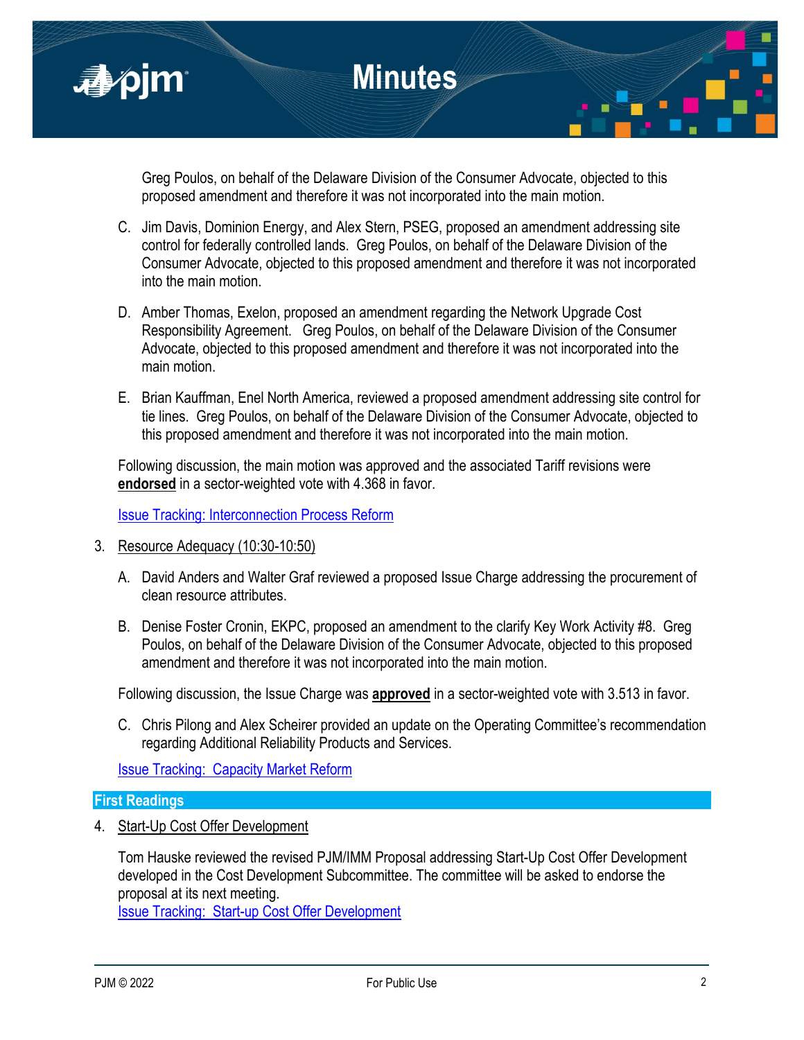Greg Poulos, on behalf of the Delaware Division of the Consumer Advocate, objected to this proposed amendment and therefore it was not incorporated into the main motion.

C. Jim Davis, Dominion Energy, and Alex Stern, PSEG, proposed an amendment addressing site control for federally controlled lands. Greg Poulos, on behalf of the Delaware Division of the Consumer Advocate, objected to this proposed amendment and therefore it was not incorporated into the main motion.

D. Amber Thomas, Exelon, proposed an amendment regarding the Network Upgrade Cost Responsibility Agreement. Greg Poulos, on behalf of the Delaware Division of the Consumer Advocate, objected to this proposed amendment and therefore it was not incorporated into the main motion.

E. Brian Kauffman, Enel North America, reviewed a proposed amendment addressing site control for tie lines. Greg Poulos, on behalf of the Delaware Division of the Consumer Advocate, objected to this proposed amendment and therefore it was not incorporated into the main motion.

Following discussion, the main motion was approved and the associated Tariff revisions were **endorsed** in a sector-weighted vote with 4.368 in favor.

Issue Tracking: Interconnection Process Reform

3. Resource Adequacy (10:30-10:50)

A. David Anders and Walter Graf reviewed a proposed Issue Charge addressing the procurement of clean resource attributes.

B. Denise Foster Cronin, EKPC, proposed an amendment to the clarify Key Work Activity #8. Greg Poulos, on behalf of the Delaware Division of the Consumer Advocate, objected to this proposed amendment and therefore it was not incorporated into the main motion.

Following discussion, the Issue Charge was **approved** in a sector-weighted vote with 3.513 in favor.

C. Chris Pilong and Alex Scheirer provided an update on the Operating Committee's recommendation regarding Additional Reliability Products and Services.

Issue Tracking: Capacity Market Reform

## First Readings

4. Start-Up Cost Offer Development

Tom Hauske reviewed the revised PJM/IMM Proposal addressing Start-Up Cost Offer Development developed in the Cost Development Subcommittee. The committee will be asked to endorse the proposal at its next meeting.

Issue Tracking: Start-up Cost Offer Development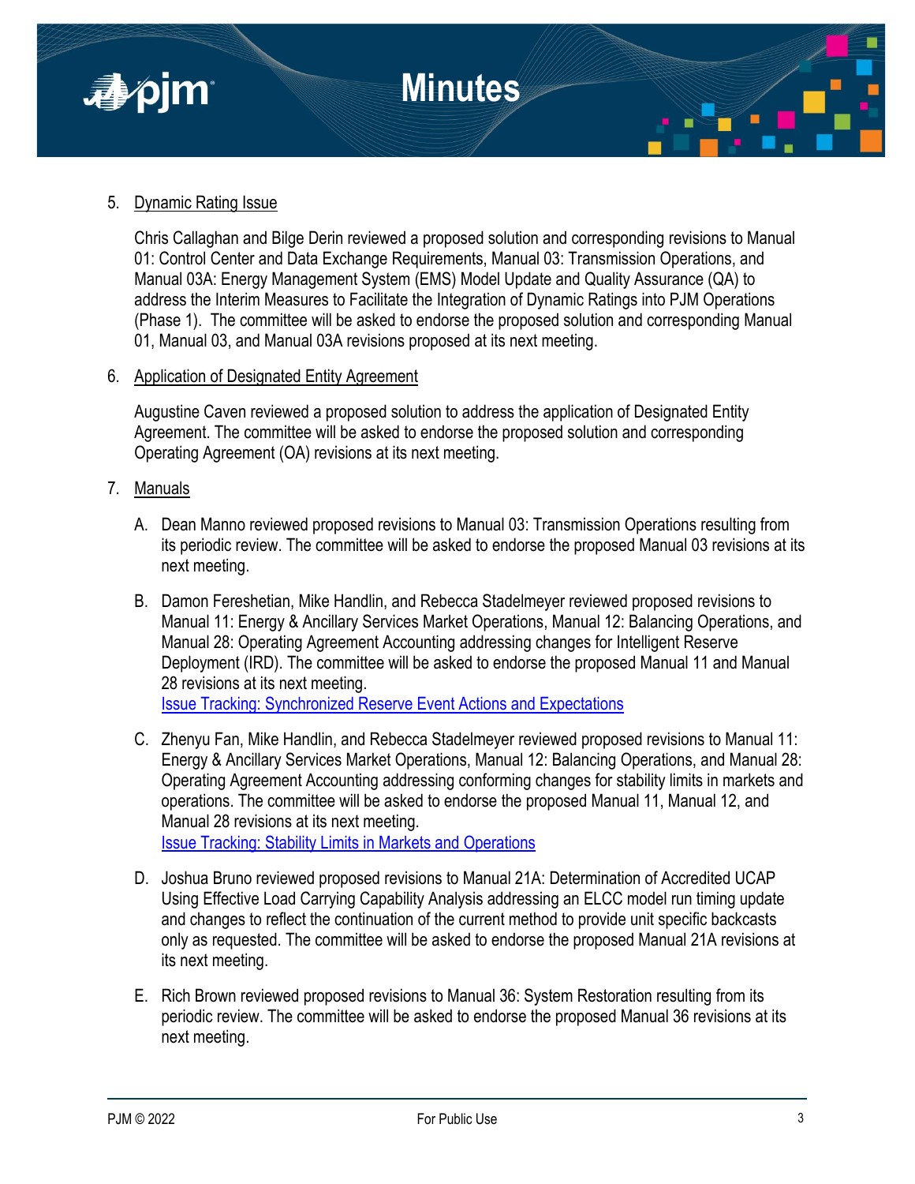5. Dynamic Rating Issue

   Chris Callaghan and Bilge Derin reviewed a proposed solution and corresponding revisions to Manual 01: Control Center and Data Exchange Requirements, Manual 03: Transmission Operations, and Manual 03A: Energy Management System (EMS) Model Update and Quality Assurance (QA) to address the Interim Measures to Facilitate the Integration of Dynamic Ratings into PJM Operations (Phase 1). The committee will be asked to endorse the proposed solution and corresponding Manual 01, Manual 03, and Manual 03A revisions proposed at its next meeting.

6. Application of Designated Entity Agreement

   Augustine Caven reviewed a proposed solution to address the application of Designated Entity Agreement. The committee will be asked to endorse the proposed solution and corresponding Operating Agreement (OA) revisions at its next meeting.

7. Manuals

   A. Dean Manno reviewed proposed revisions to Manual 03: Transmission Operations resulting from its periodic review. The committee will be asked to endorse the proposed Manual 03 revisions at its next meeting.

   B. Damon Fereshetian, Mike Handlin, and Rebecca Stadelmeyer reviewed proposed revisions to Manual 11: Energy & Ancillary Services Market Operations, Manual 12: Balancing Operations, and Manual 28: Operating Agreement Accounting addressing changes for Intelligent Reserve Deployment (IRD). The committee will be asked to endorse the proposed Manual 11 and Manual 28 revisions at its next meeting.
      Issue Tracking: Synchronized Reserve Event Actions and Expectations

   C. Zhenyu Fan, Mike Handlin, and Rebecca Stadelmeyer reviewed proposed revisions to Manual 11: Energy & Ancillary Services Market Operations, Manual 12: Balancing Operations, and Manual 28: Operating Agreement Accounting addressing conforming changes for stability limits in markets and operations. The committee will be asked to endorse the proposed Manual 11, Manual 12, and Manual 28 revisions at its next meeting.
      Issue Tracking: Stability Limits in Markets and Operations

   D. Joshua Bruno reviewed proposed revisions to Manual 21A: Determination of Accredited UCAP Using Effective Load Carrying Capability Analysis addressing an ELCC model run timing update and changes to reflect the continuation of the current method to provide unit specific backcasts only as requested. The committee will be asked to endorse the proposed Manual 21A revisions at its next meeting.

   E. Rich Brown reviewed proposed revisions to Manual 36: System Restoration resulting from its periodic review. The committee will be asked to endorse the proposed Manual 36 revisions at its next meeting.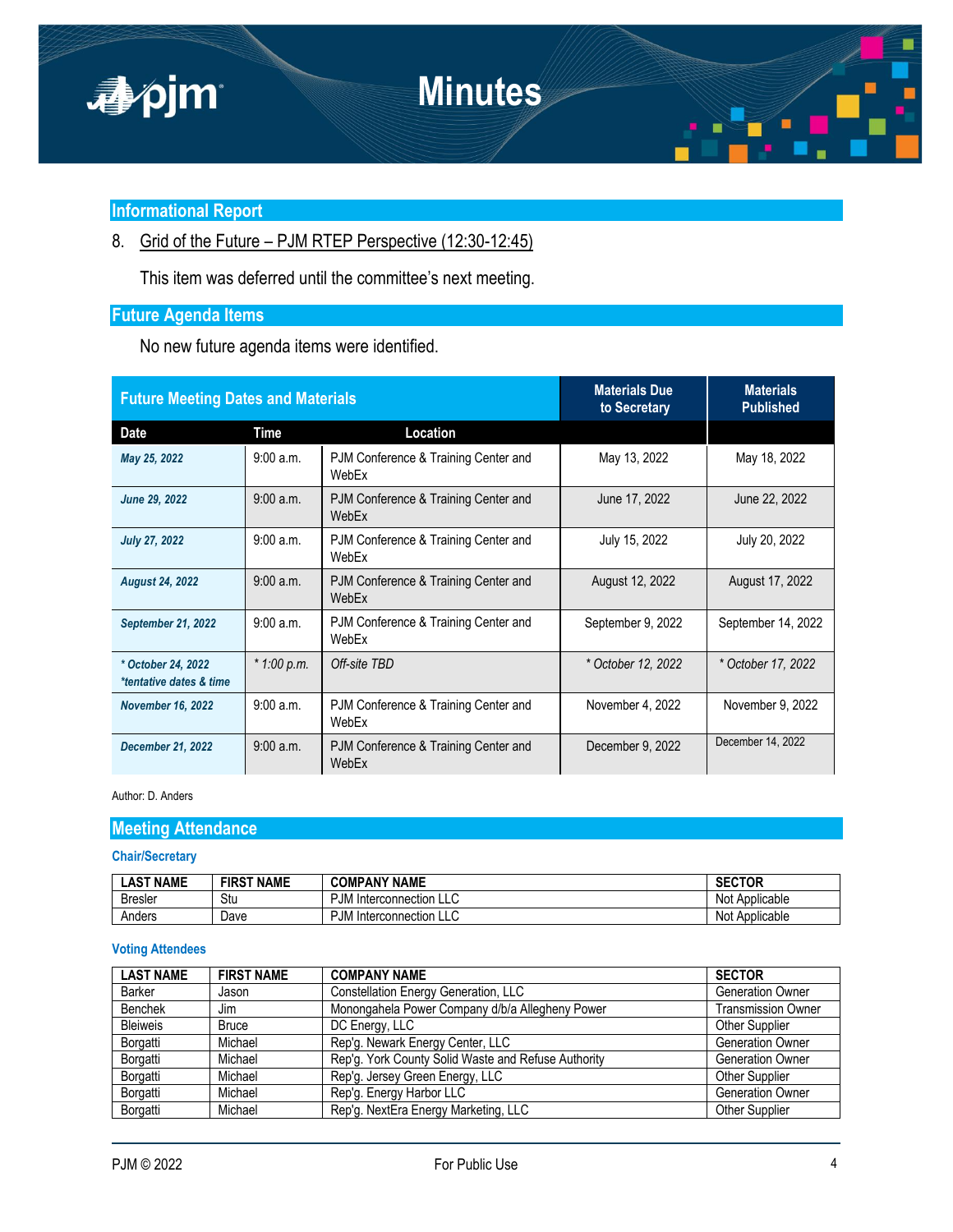## Informational Report

8. Grid of the Future – PJM RTEP Perspective (12:30-12:45)

   This item was deferred until the committee's next meeting.

## Future Agenda Items

No new future agenda items were identified.

| Future Meeting Dates and Materials | | | Materials Due to Secretary | Materials Published |
|---|---|---|---|---|
| **Date** | **Time** | **Location** | | |
| *May 25, 2022* | 9:00 a.m. | PJM Conference & Training Center and WebEx | May 13, 2022 | May 18, 2022 |
| *June 29, 2022* | 9:00 a.m. | PJM Conference & Training Center and WebEx | June 17, 2022 | June 22, 2022 |
| *July 27, 2022* | 9:00 a.m. | PJM Conference & Training Center and WebEx | July 15, 2022 | July 20, 2022 |
| *August 24, 2022* | 9:00 a.m. | PJM Conference & Training Center and WebEx | August 12, 2022 | August 17, 2022 |
| *September 21, 2022* | 9:00 a.m. | PJM Conference & Training Center and WebEx | September 9, 2022 | September 14, 2022 |
| *\* October 24, 2022 \*tentative dates & time* | *\* 1:00 p.m.* | *Off-site TBD* | *\* October 12, 2022* | *\* October 17, 2022* |
| *November 16, 2022* | 9:00 a.m. | PJM Conference & Training Center and WebEx | November 4, 2022 | November 9, 2022 |
| *December 21, 2022* | 9:00 a.m. | PJM Conference & Training Center and WebEx | December 9, 2022 | December 14, 2022 |

Author: D. Anders

## Meeting Attendance

### Chair/Secretary

| LAST NAME | FIRST NAME | COMPANY NAME | SECTOR |
|---|---|---|---|
| Bresler | Stu | PJM Interconnection LLC | Not Applicable |
| Anders | Dave | PJM Interconnection LLC | Not Applicable |

### Voting Attendees

| LAST NAME | FIRST NAME | COMPANY NAME | SECTOR |
|---|---|---|---|
| Barker | Jason | Constellation Energy Generation, LLC | Generation Owner |
| Benchek | Jim | Monongahela Power Company d/b/a Allegheny Power | Transmission Owner |
| Bleiweis | Bruce | DC Energy, LLC | Other Supplier |
| Borgatti | Michael | Rep'g. Newark Energy Center, LLC | Generation Owner |
| Borgatti | Michael | Rep'g. York County Solid Waste and Refuse Authority | Generation Owner |
| Borgatti | Michael | Rep'g. Jersey Green Energy, LLC | Other Supplier |
| Borgatti | Michael | Rep'g. Energy Harbor LLC | Generation Owner |
| Borgatti | Michael | Rep'g. NextEra Energy Marketing, LLC | Other Supplier |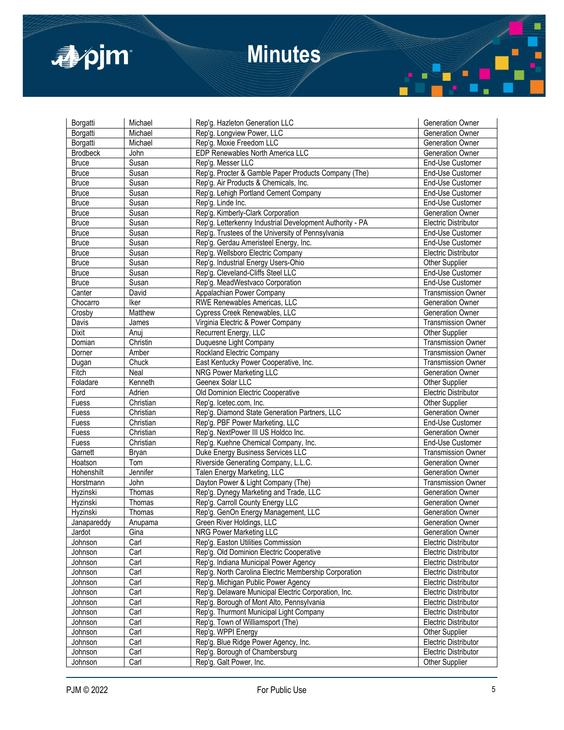| Borgatti | Michael | Rep'g. Hazleton Generation LLC | Generation Owner |
|---|---|---|---|
| Borgatti | Michael | Rep'g. Longview Power, LLC | Generation Owner |
| Borgatti | Michael | Rep'g. Moxie Freedom LLC | Generation Owner |
| Brodbeck | John | EDP Renewables North America LLC | Generation Owner |
| Bruce | Susan | Rep'g. Messer LLC | End-Use Customer |
| Bruce | Susan | Rep'g. Procter & Gamble Paper Products Company (The) | End-Use Customer |
| Bruce | Susan | Rep'g. Air Products & Chemicals, Inc. | End-Use Customer |
| Bruce | Susan | Rep'g. Lehigh Portland Cement Company | End-Use Customer |
| Bruce | Susan | Rep'g. Linde Inc. | End-Use Customer |
| Bruce | Susan | Rep'g. Kimberly-Clark Corporation | Generation Owner |
| Bruce | Susan | Rep'g. Letterkenny Industrial Development Authority - PA | Electric Distributor |
| Bruce | Susan | Rep'g. Trustees of the University of Pennsylvania | End-Use Customer |
| Bruce | Susan | Rep'g. Gerdau Ameristeel Energy, Inc. | End-Use Customer |
| Bruce | Susan | Rep'g. Wellsboro Electric Company | Electric Distributor |
| Bruce | Susan | Rep'g. Industrial Energy Users-Ohio | Other Supplier |
| Bruce | Susan | Rep'g. Cleveland-Cliffs Steel LLC | End-Use Customer |
| Bruce | Susan | Rep'g. MeadWestvaco Corporation | End-Use Customer |
| Canter | David | Appalachian Power Company | Transmission Owner |
| Chocarro | Iker | RWE Renewables Americas, LLC | Generation Owner |
| Crosby | Matthew | Cypress Creek Renewables, LLC | Generation Owner |
| Davis | James | Virginia Electric & Power Company | Transmission Owner |
| Dixit | Anuj | Recurrent Energy, LLC | Other Supplier |
| Domian | Christin | Duquesne Light Company | Transmission Owner |
| Dorner | Amber | Rockland Electric Company | Transmission Owner |
| Dugan | Chuck | East Kentucky Power Cooperative, Inc. | Transmission Owner |
| Fitch | Neal | NRG Power Marketing LLC | Generation Owner |
| Foladare | Kenneth | Geenex Solar LLC | Other Supplier |
| Ford | Adrien | Old Dominion Electric Cooperative | Electric Distributor |
| Fuess | Christian | Rep'g. Icetec.com, Inc. | Other Supplier |
| Fuess | Christian | Rep'g. Diamond State Generation Partners, LLC | Generation Owner |
| Fuess | Christian | Rep'g. PBF Power Marketing, LLC | End-Use Customer |
| Fuess | Christian | Rep'g. NextPower III US Holdco Inc. | Generation Owner |
| Fuess | Christian | Rep'g. Kuehne Chemical Company, Inc. | End-Use Customer |
| Garnett | Bryan | Duke Energy Business Services LLC | Transmission Owner |
| Hoatson | Tom | Riverside Generating Company, L.L.C. | Generation Owner |
| Hohenshilt | Jennifer | Talen Energy Marketing, LLC | Generation Owner |
| Horstmann | John | Dayton Power & Light Company (The) | Transmission Owner |
| Hyzinski | Thomas | Rep'g. Dynegy Marketing and Trade, LLC | Generation Owner |
| Hyzinski | Thomas | Rep'g. Carroll County Energy LLC | Generation Owner |
| Hyzinski | Thomas | Rep'g. GenOn Energy Management, LLC | Generation Owner |
| Janapareddy | Anupama | Green River Holdings, LLC | Generation Owner |
| Jardot | Gina | NRG Power Marketing LLC | Generation Owner |
| Johnson | Carl | Rep'g. Easton Utilities Commission | Electric Distributor |
| Johnson | Carl | Rep'g. Old Dominion Electric Cooperative | Electric Distributor |
| Johnson | Carl | Rep'g. Indiana Municipal Power Agency | Electric Distributor |
| Johnson | Carl | Rep'g. North Carolina Electric Membership Corporation | Electric Distributor |
| Johnson | Carl | Rep'g. Michigan Public Power Agency | Electric Distributor |
| Johnson | Carl | Rep'g. Delaware Municipal Electric Corporation, Inc. | Electric Distributor |
| Johnson | Carl | Rep'g. Borough of Mont Alto, Pennsylvania | Electric Distributor |
| Johnson | Carl | Rep'g. Thurmont Municipal Light Company | Electric Distributor |
| Johnson | Carl | Rep'g. Town of Williamsport (The) | Electric Distributor |
| Johnson | Carl | Rep'g. WPPI Energy | Other Supplier |
| Johnson | Carl | Rep'g. Blue Ridge Power Agency, Inc. | Electric Distributor |
| Johnson | Carl | Rep'g. Borough of Chambersburg | Electric Distributor |
| Johnson | Carl | Rep'g. Galt Power, Inc. | Other Supplier |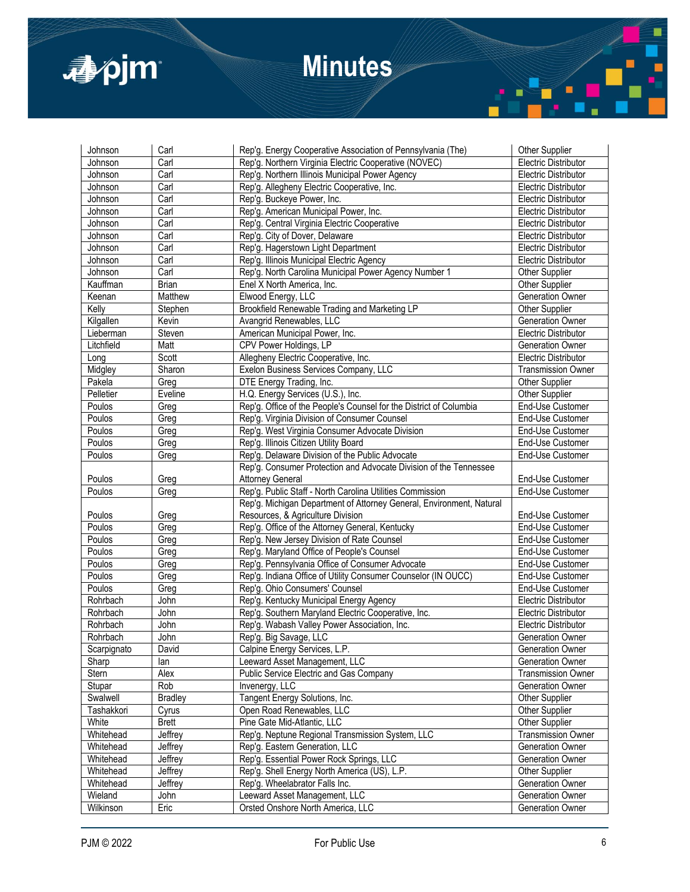| Johnson | Carl | Rep'g. Energy Cooperative Association of Pennsylvania (The) | Other Supplier |
|---|---|---|---|
| Johnson | Carl | Rep'g. Northern Virginia Electric Cooperative (NOVEC) | Electric Distributor |
| Johnson | Carl | Rep'g. Northern Illinois Municipal Power Agency | Electric Distributor |
| Johnson | Carl | Rep'g. Allegheny Electric Cooperative, Inc. | Electric Distributor |
| Johnson | Carl | Rep'g. Buckeye Power, Inc. | Electric Distributor |
| Johnson | Carl | Rep'g. American Municipal Power, Inc. | Electric Distributor |
| Johnson | Carl | Rep'g. Central Virginia Electric Cooperative | Electric Distributor |
| Johnson | Carl | Rep'g. City of Dover, Delaware | Electric Distributor |
| Johnson | Carl | Rep'g. Hagerstown Light Department | Electric Distributor |
| Johnson | Carl | Rep'g. Illinois Municipal Electric Agency | Electric Distributor |
| Johnson | Carl | Rep'g. North Carolina Municipal Power Agency Number 1 | Other Supplier |
| Kauffman | Brian | Enel X North America, Inc. | Other Supplier |
| Keenan | Matthew | Elwood Energy, LLC | Generation Owner |
| Kelly | Stephen | Brookfield Renewable Trading and Marketing LP | Other Supplier |
| Kilgallen | Kevin | Avangrid Renewables, LLC | Generation Owner |
| Lieberman | Steven | American Municipal Power, Inc. | Electric Distributor |
| Litchfield | Matt | CPV Power Holdings, LP | Generation Owner |
| Long | Scott | Allegheny Electric Cooperative, Inc. | Electric Distributor |
| Midgley | Sharon | Exelon Business Services Company, LLC | Transmission Owner |
| Pakela | Greg | DTE Energy Trading, Inc. | Other Supplier |
| Pelletier | Eveline | H.Q. Energy Services (U.S.), Inc. | Other Supplier |
| Poulos | Greg | Rep'g. Office of the People's Counsel for the District of Columbia | End-Use Customer |
| Poulos | Greg | Rep'g. Virginia Division of Consumer Counsel | End-Use Customer |
| Poulos | Greg | Rep'g. West Virginia Consumer Advocate Division | End-Use Customer |
| Poulos | Greg | Rep'g. Illinois Citizen Utility Board | End-Use Customer |
| Poulos | Greg | Rep'g. Delaware Division of the Public Advocate | End-Use Customer |
| Poulos | Greg | Rep'g. Consumer Protection and Advocate Division of the Tennessee Attorney General | End-Use Customer |
| Poulos | Greg | Rep'g. Public Staff - North Carolina Utilities Commission | End-Use Customer |
| Poulos | Greg | Rep'g. Michigan Department of Attorney General, Environment, Natural Resources, & Agriculture Division | End-Use Customer |
| Poulos | Greg | Rep'g. Office of the Attorney General, Kentucky | End-Use Customer |
| Poulos | Greg | Rep'g. New Jersey Division of Rate Counsel | End-Use Customer |
| Poulos | Greg | Rep'g. Maryland Office of People's Counsel | End-Use Customer |
| Poulos | Greg | Rep'g. Pennsylvania Office of Consumer Advocate | End-Use Customer |
| Poulos | Greg | Rep'g. Indiana Office of Utility Consumer Counselor (IN OUCC) | End-Use Customer |
| Poulos | Greg | Rep'g. Ohio Consumers' Counsel | End-Use Customer |
| Rohrbach | John | Rep'g. Kentucky Municipal Energy Agency | Electric Distributor |
| Rohrbach | John | Rep'g. Southern Maryland Electric Cooperative, Inc. | Electric Distributor |
| Rohrbach | John | Rep'g. Wabash Valley Power Association, Inc. | Electric Distributor |
| Rohrbach | John | Rep'g. Big Savage, LLC | Generation Owner |
| Scarpignato | David | Calpine Energy Services, L.P. | Generation Owner |
| Sharp | Ian | Leeward Asset Management, LLC | Generation Owner |
| Stern | Alex | Public Service Electric and Gas Company | Transmission Owner |
| Stupar | Rob | Invenergy, LLC | Generation Owner |
| Swalwell | Bradley | Tangent Energy Solutions, Inc. | Other Supplier |
| Tashakkori | Cyrus | Open Road Renewables, LLC | Other Supplier |
| White | Brett | Pine Gate Mid-Atlantic, LLC | Other Supplier |
| Whitehead | Jeffrey | Rep'g. Neptune Regional Transmission System, LLC | Transmission Owner |
| Whitehead | Jeffrey | Rep'g. Eastern Generation, LLC | Generation Owner |
| Whitehead | Jeffrey | Rep'g. Essential Power Rock Springs, LLC | Generation Owner |
| Whitehead | Jeffrey | Rep'g. Shell Energy North America (US), L.P. | Other Supplier |
| Whitehead | Jeffrey | Rep'g. Wheelabrator Falls Inc. | Generation Owner |
| Wieland | John | Leeward Asset Management, LLC | Generation Owner |
| Wilkinson | Eric | Orsted Onshore North America, LLC | Generation Owner |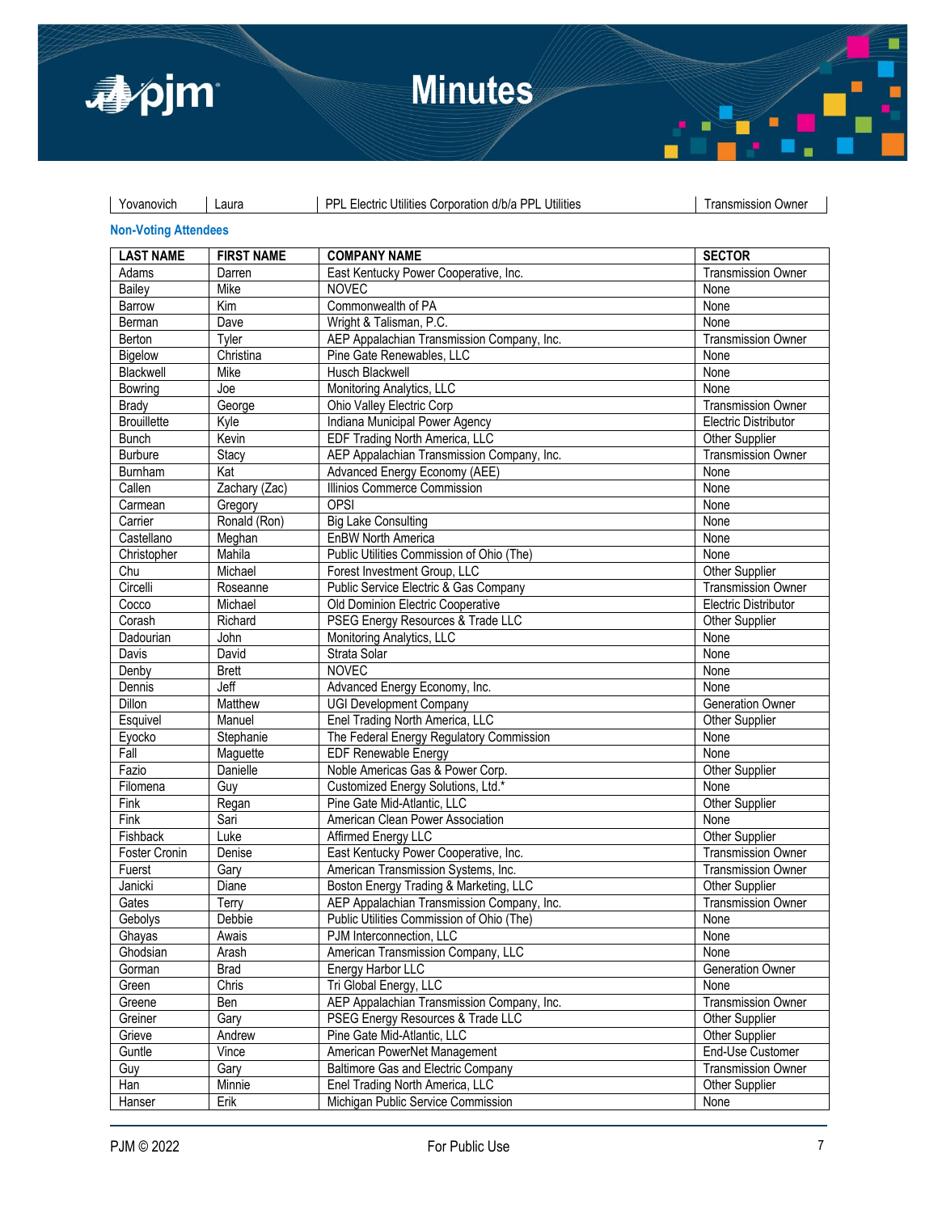| Yovanovich | Laura | PPL Electric Utilities Corporation d/b/a PPL Utilities | Transmission Owner |
|---|---|---|---|

### Non-Voting Attendees

| LAST NAME | FIRST NAME | COMPANY NAME | SECTOR |
|---|---|---|---|
| Adams | Darren | East Kentucky Power Cooperative, Inc. | Transmission Owner |
| Bailey | Mike | NOVEC | None |
| Barrow | Kim | Commonwealth of PA | None |
| Berman | Dave | Wright & Talisman, P.C. | None |
| Berton | Tyler | AEP Appalachian Transmission Company, Inc. | Transmission Owner |
| Bigelow | Christina | Pine Gate Renewables, LLC | None |
| Blackwell | Mike | Husch Blackwell | None |
| Bowring | Joe | Monitoring Analytics, LLC | None |
| Brady | George | Ohio Valley Electric Corp | Transmission Owner |
| Brouillette | Kyle | Indiana Municipal Power Agency | Electric Distributor |
| Bunch | Kevin | EDF Trading North America, LLC | Other Supplier |
| Burbure | Stacy | AEP Appalachian Transmission Company, Inc. | Transmission Owner |
| Burnham | Kat | Advanced Energy Economy (AEE) | None |
| Callen | Zachary (Zac) | Illinios Commerce Commission | None |
| Carmean | Gregory | OPSI | None |
| Carrier | Ronald (Ron) | Big Lake Consulting | None |
| Castellano | Meghan | EnBW North America | None |
| Christopher | Mahila | Public Utilities Commission of Ohio (The) | None |
| Chu | Michael | Forest Investment Group, LLC | Other Supplier |
| Circelli | Roseanne | Public Service Electric & Gas Company | Transmission Owner |
| Cocco | Michael | Old Dominion Electric Cooperative | Electric Distributor |
| Corash | Richard | PSEG Energy Resources & Trade LLC | Other Supplier |
| Dadourian | John | Monitoring Analytics, LLC | None |
| Davis | David | Strata Solar | None |
| Denby | Brett | NOVEC | None |
| Dennis | Jeff | Advanced Energy Economy, Inc. | None |
| Dillon | Matthew | UGI Development Company | Generation Owner |
| Esquivel | Manuel | Enel Trading North America, LLC | Other Supplier |
| Eyocko | Stephanie | The Federal Energy Regulatory Commission | None |
| Fall | Maguette | EDF Renewable Energy | None |
| Fazio | Danielle | Noble Americas Gas & Power Corp. | Other Supplier |
| Filomena | Guy | Customized Energy Solutions, Ltd.* | None |
| Fink | Regan | Pine Gate Mid-Atlantic, LLC | Other Supplier |
| Fink | Sari | American Clean Power Association | None |
| Fishback | Luke | Affirmed Energy LLC | Other Supplier |
| Foster Cronin | Denise | East Kentucky Power Cooperative, Inc. | Transmission Owner |
| Fuerst | Gary | American Transmission Systems, Inc. | Transmission Owner |
| Janicki | Diane | Boston Energy Trading & Marketing, LLC | Other Supplier |
| Gates | Terry | AEP Appalachian Transmission Company, Inc. | Transmission Owner |
| Gebolys | Debbie | Public Utilities Commission of Ohio (The) | None |
| Ghayas | Awais | PJM Interconnection, LLC | None |
| Ghodsian | Arash | American Transmission Company, LLC | None |
| Gorman | Brad | Energy Harbor LLC | Generation Owner |
| Green | Chris | Tri Global Energy, LLC | None |
| Greene | Ben | AEP Appalachian Transmission Company, Inc. | Transmission Owner |
| Greiner | Gary | PSEG Energy Resources & Trade LLC | Other Supplier |
| Grieve | Andrew | Pine Gate Mid-Atlantic, LLC | Other Supplier |
| Guntle | Vince | American PowerNet Management | End-Use Customer |
| Guy | Gary | Baltimore Gas and Electric Company | Transmission Owner |
| Han | Minnie | Enel Trading North America, LLC | Other Supplier |
| Hanser | Erik | Michigan Public Service Commission | None |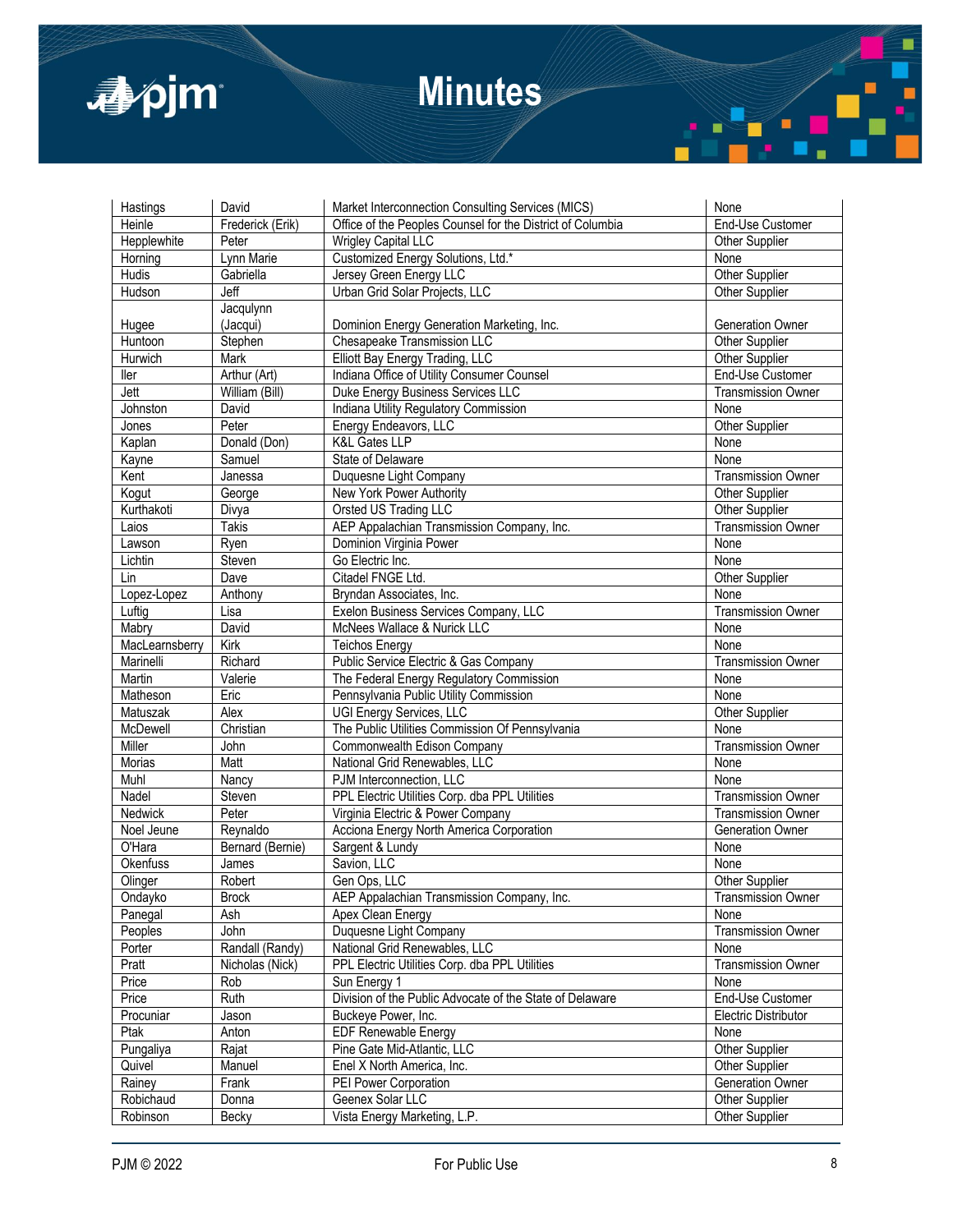| Hastings | David | Market Interconnection Consulting Services (MICS) | None |
|---|---|---|---|
| Heinle | Frederick (Erik) | Office of the Peoples Counsel for the District of Columbia | End-Use Customer |
| Hepplewhite | Peter | Wrigley Capital LLC | Other Supplier |
| Horning | Lynn Marie | Customized Energy Solutions, Ltd.* | None |
| Hudis | Gabriella | Jersey Green Energy LLC | Other Supplier |
| Hudson | Jeff | Urban Grid Solar Projects, LLC | Other Supplier |
| Hugee | Jacqulynn (Jacqui) | Dominion Energy Generation Marketing, Inc. | Generation Owner |
| Huntoon | Stephen | Chesapeake Transmission LLC | Other Supplier |
| Hurwich | Mark | Elliott Bay Energy Trading, LLC | Other Supplier |
| Iler | Arthur (Art) | Indiana Office of Utility Consumer Counsel | End-Use Customer |
| Jett | William (Bill) | Duke Energy Business Services LLC | Transmission Owner |
| Johnston | David | Indiana Utility Regulatory Commission | None |
| Jones | Peter | Energy Endeavors, LLC | Other Supplier |
| Kaplan | Donald (Don) | K&L Gates LLP | None |
| Kayne | Samuel | State of Delaware | None |
| Kent | Janessa | Duquesne Light Company | Transmission Owner |
| Kogut | George | New York Power Authority | Other Supplier |
| Kurthakoti | Divya | Orsted US Trading LLC | Other Supplier |
| Laios | Takis | AEP Appalachian Transmission Company, Inc. | Transmission Owner |
| Lawson | Ryen | Dominion Virginia Power | None |
| Lichtin | Steven | Go Electric Inc. | None |
| Lin | Dave | Citadel FNGE Ltd. | Other Supplier |
| Lopez-Lopez | Anthony | Bryndan Associates, Inc. | None |
| Luftig | Lisa | Exelon Business Services Company, LLC | Transmission Owner |
| Mabry | David | McNees Wallace & Nurick LLC | None |
| MacLearnsberry | Kirk | Teichos Energy | None |
| Marinelli | Richard | Public Service Electric & Gas Company | Transmission Owner |
| Martin | Valerie | The Federal Energy Regulatory Commission | None |
| Matheson | Eric | Pennsylvania Public Utility Commission | None |
| Matuszak | Alex | UGI Energy Services, LLC | Other Supplier |
| McDewell | Christian | The Public Utilities Commission Of Pennsylvania | None |
| Miller | John | Commonwealth Edison Company | Transmission Owner |
| Morias | Matt | National Grid Renewables, LLC | None |
| Muhl | Nancy | PJM Interconnection, LLC | None |
| Nadel | Steven | PPL Electric Utilities Corp. dba PPL Utilities | Transmission Owner |
| Nedwick | Peter | Virginia Electric & Power Company | Transmission Owner |
| Noel Jeune | Reynaldo | Acciona Energy North America Corporation | Generation Owner |
| O'Hara | Bernard (Bernie) | Sargent & Lundy | None |
| Okenfuss | James | Savion, LLC | None |
| Olinger | Robert | Gen Ops, LLC | Other Supplier |
| Ondayko | Brock | AEP Appalachian Transmission Company, Inc. | Transmission Owner |
| Panegal | Ash | Apex Clean Energy | None |
| Peoples | John | Duquesne Light Company | Transmission Owner |
| Porter | Randall (Randy) | National Grid Renewables, LLC | None |
| Pratt | Nicholas (Nick) | PPL Electric Utilities Corp. dba PPL Utilities | Transmission Owner |
| Price | Rob | Sun Energy 1 | None |
| Price | Ruth | Division of the Public Advocate of the State of Delaware | End-Use Customer |
| Procuniar | Jason | Buckeye Power, Inc. | Electric Distributor |
| Ptak | Anton | EDF Renewable Energy | None |
| Pungaliya | Rajat | Pine Gate Mid-Atlantic, LLC | Other Supplier |
| Quivel | Manuel | Enel X North America, Inc. | Other Supplier |
| Rainey | Frank | PEI Power Corporation | Generation Owner |
| Robichaud | Donna | Geenex Solar LLC | Other Supplier |
| Robinson | Becky | Vista Energy Marketing, L.P. | Other Supplier |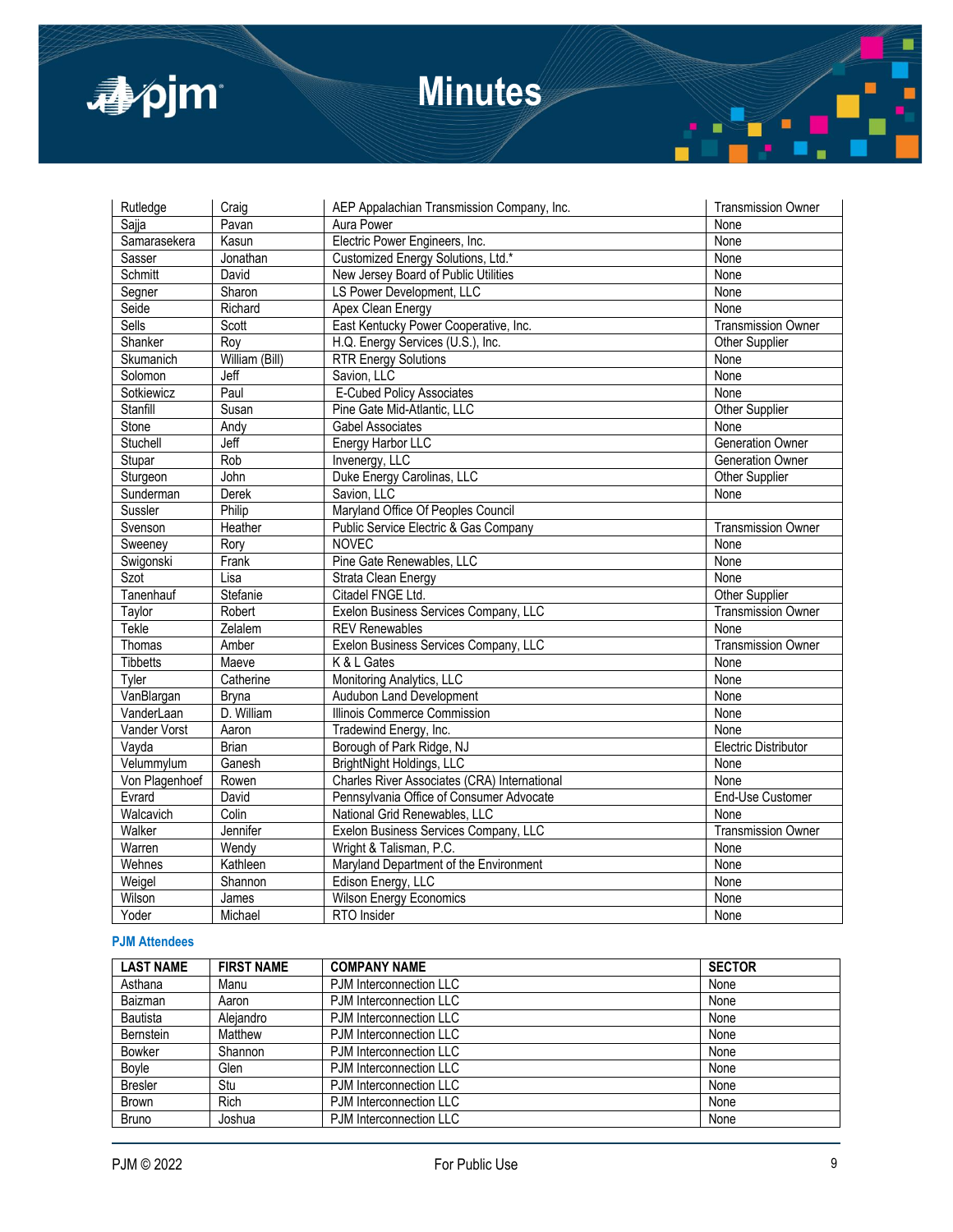| | | | |
|---|---|---|---|
| Rutledge | Craig | AEP Appalachian Transmission Company, Inc. | Transmission Owner |
| Sajja | Pavan | Aura Power | None |
| Samarasekera | Kasun | Electric Power Engineers, Inc. | None |
| Sasser | Jonathan | Customized Energy Solutions, Ltd.* | None |
| Schmitt | David | New Jersey Board of Public Utilities | None |
| Segner | Sharon | LS Power Development, LLC | None |
| Seide | Richard | Apex Clean Energy | None |
| Sells | Scott | East Kentucky Power Cooperative, Inc. | Transmission Owner |
| Shanker | Roy | H.Q. Energy Services (U.S.), Inc. | Other Supplier |
| Skumanich | William (Bill) | RTR Energy Solutions | None |
| Solomon | Jeff | Savion, LLC | None |
| Sotkiewicz | Paul | E-Cubed Policy Associates | None |
| Stanfill | Susan | Pine Gate Mid-Atlantic, LLC | Other Supplier |
| Stone | Andy | Gabel Associates | None |
| Stuchell | Jeff | Energy Harbor LLC | Generation Owner |
| Stupar | Rob | Invenergy, LLC | Generation Owner |
| Sturgeon | John | Duke Energy Carolinas, LLC | Other Supplier |
| Sunderman | Derek | Savion, LLC | None |
| Sussler | Philip | Maryland Office Of Peoples Council | |
| Svenson | Heather | Public Service Electric & Gas Company | Transmission Owner |
| Sweeney | Rory | NOVEC | None |
| Swigonski | Frank | Pine Gate Renewables, LLC | None |
| Szot | Lisa | Strata Clean Energy | None |
| Tanenhauf | Stefanie | Citadel FNGE Ltd. | Other Supplier |
| Taylor | Robert | Exelon Business Services Company, LLC | Transmission Owner |
| Tekle | Zelalem | REV Renewables | None |
| Thomas | Amber | Exelon Business Services Company, LLC | Transmission Owner |
| Tibbetts | Maeve | K & L Gates | None |
| Tyler | Catherine | Monitoring Analytics, LLC | None |
| VanBlargan | Bryna | Audubon Land Development | None |
| VanderLaan | D. William | Illinois Commerce Commission | None |
| Vander Vorst | Aaron | Tradewind Energy, Inc. | None |
| Vayda | Brian | Borough of Park Ridge, NJ | Electric Distributor |
| Velummylum | Ganesh | BrightNight Holdings, LLC | None |
| Von Plagenhoef | Rowen | Charles River Associates (CRA) International | None |
| Evrard | David | Pennsylvania Office of Consumer Advocate | End-Use Customer |
| Walcavich | Colin | National Grid Renewables, LLC | None |
| Walker | Jennifer | Exelon Business Services Company, LLC | Transmission Owner |
| Warren | Wendy | Wright & Talisman, P.C. | None |
| Wehnes | Kathleen | Maryland Department of the Environment | None |
| Weigel | Shannon | Edison Energy, LLC | None |
| Wilson | James | Wilson Energy Economics | None |
| Yoder | Michael | RTO Insider | None |

### PJM Attendees

| LAST NAME | FIRST NAME | COMPANY NAME | SECTOR |
|---|---|---|---|
| Asthana | Manu | PJM Interconnection LLC | None |
| Baizman | Aaron | PJM Interconnection LLC | None |
| Bautista | Alejandro | PJM Interconnection LLC | None |
| Bernstein | Matthew | PJM Interconnection LLC | None |
| Bowker | Shannon | PJM Interconnection LLC | None |
| Boyle | Glen | PJM Interconnection LLC | None |
| Bresler | Stu | PJM Interconnection LLC | None |
| Brown | Rich | PJM Interconnection LLC | None |
| Bruno | Joshua | PJM Interconnection LLC | None |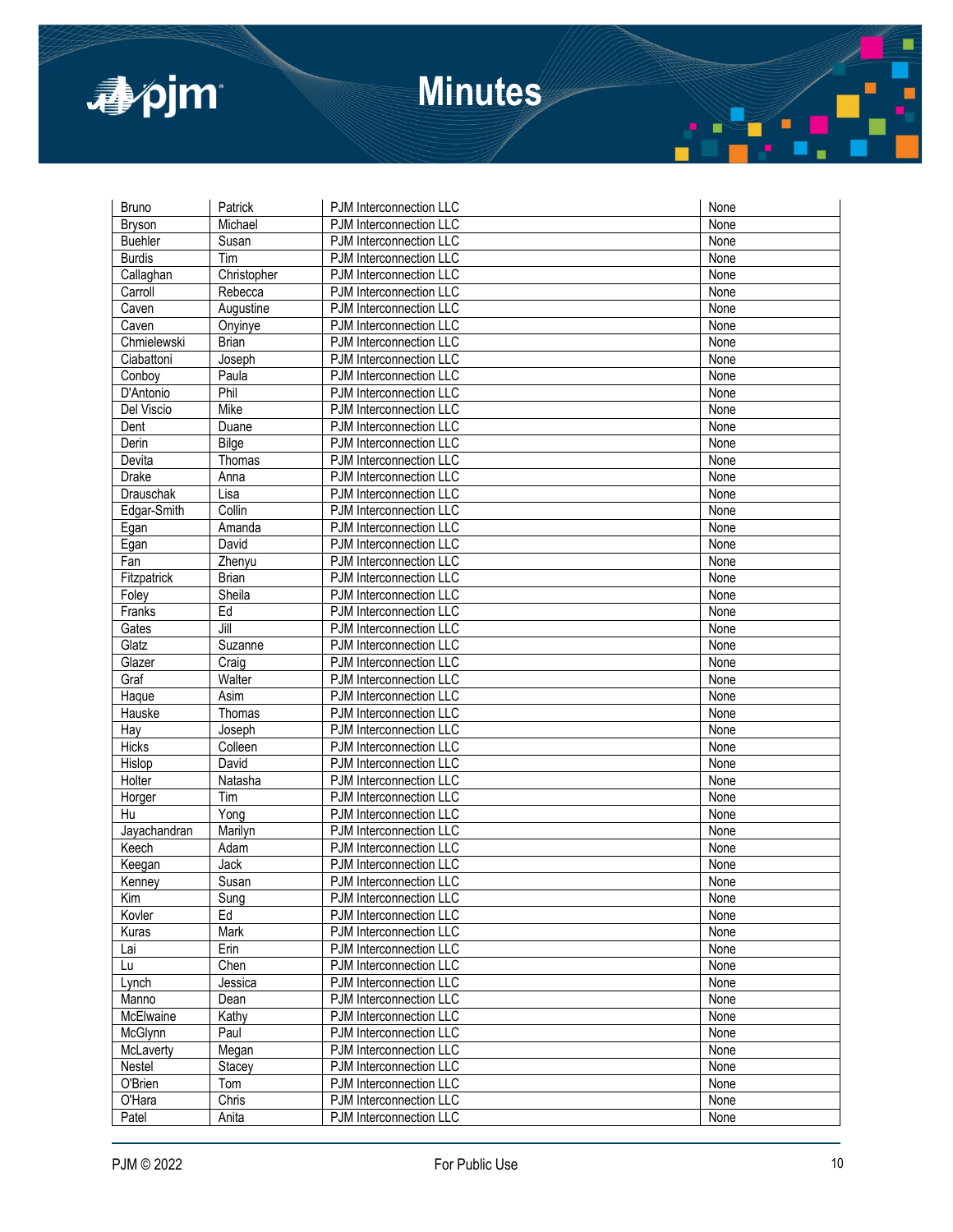| | | | |
|---|---|---|---|
| Bruno | Patrick | PJM Interconnection LLC | None |
| Bryson | Michael | PJM Interconnection LLC | None |
| Buehler | Susan | PJM Interconnection LLC | None |
| Burdis | Tim | PJM Interconnection LLC | None |
| Callaghan | Christopher | PJM Interconnection LLC | None |
| Carroll | Rebecca | PJM Interconnection LLC | None |
| Caven | Augustine | PJM Interconnection LLC | None |
| Caven | Onyinye | PJM Interconnection LLC | None |
| Chmielewski | Brian | PJM Interconnection LLC | None |
| Ciabattoni | Joseph | PJM Interconnection LLC | None |
| Conboy | Paula | PJM Interconnection LLC | None |
| D'Antonio | Phil | PJM Interconnection LLC | None |
| Del Viscio | Mike | PJM Interconnection LLC | None |
| Dent | Duane | PJM Interconnection LLC | None |
| Derin | Bilge | PJM Interconnection LLC | None |
| Devita | Thomas | PJM Interconnection LLC | None |
| Drake | Anna | PJM Interconnection LLC | None |
| Drauschak | Lisa | PJM Interconnection LLC | None |
| Edgar-Smith | Collin | PJM Interconnection LLC | None |
| Egan | Amanda | PJM Interconnection LLC | None |
| Egan | David | PJM Interconnection LLC | None |
| Fan | Zhenyu | PJM Interconnection LLC | None |
| Fitzpatrick | Brian | PJM Interconnection LLC | None |
| Foley | Sheila | PJM Interconnection LLC | None |
| Franks | Ed | PJM Interconnection LLC | None |
| Gates | Jill | PJM Interconnection LLC | None |
| Glatz | Suzanne | PJM Interconnection LLC | None |
| Glazer | Craig | PJM Interconnection LLC | None |
| Graf | Walter | PJM Interconnection LLC | None |
| Haque | Asim | PJM Interconnection LLC | None |
| Hauske | Thomas | PJM Interconnection LLC | None |
| Hay | Joseph | PJM Interconnection LLC | None |
| Hicks | Colleen | PJM Interconnection LLC | None |
| Hislop | David | PJM Interconnection LLC | None |
| Holter | Natasha | PJM Interconnection LLC | None |
| Horger | Tim | PJM Interconnection LLC | None |
| Hu | Yong | PJM Interconnection LLC | None |
| Jayachandran | Marilyn | PJM Interconnection LLC | None |
| Keech | Adam | PJM Interconnection LLC | None |
| Keegan | Jack | PJM Interconnection LLC | None |
| Kenney | Susan | PJM Interconnection LLC | None |
| Kim | Sung | PJM Interconnection LLC | None |
| Kovler | Ed | PJM Interconnection LLC | None |
| Kuras | Mark | PJM Interconnection LLC | None |
| Lai | Erin | PJM Interconnection LLC | None |
| Lu | Chen | PJM Interconnection LLC | None |
| Lynch | Jessica | PJM Interconnection LLC | None |
| Manno | Dean | PJM Interconnection LLC | None |
| McElwaine | Kathy | PJM Interconnection LLC | None |
| McGlynn | Paul | PJM Interconnection LLC | None |
| McLaverty | Megan | PJM Interconnection LLC | None |
| Nestel | Stacey | PJM Interconnection LLC | None |
| O'Brien | Tom | PJM Interconnection LLC | None |
| O'Hara | Chris | PJM Interconnection LLC | None |
| Patel | Anita | PJM Interconnection LLC | None |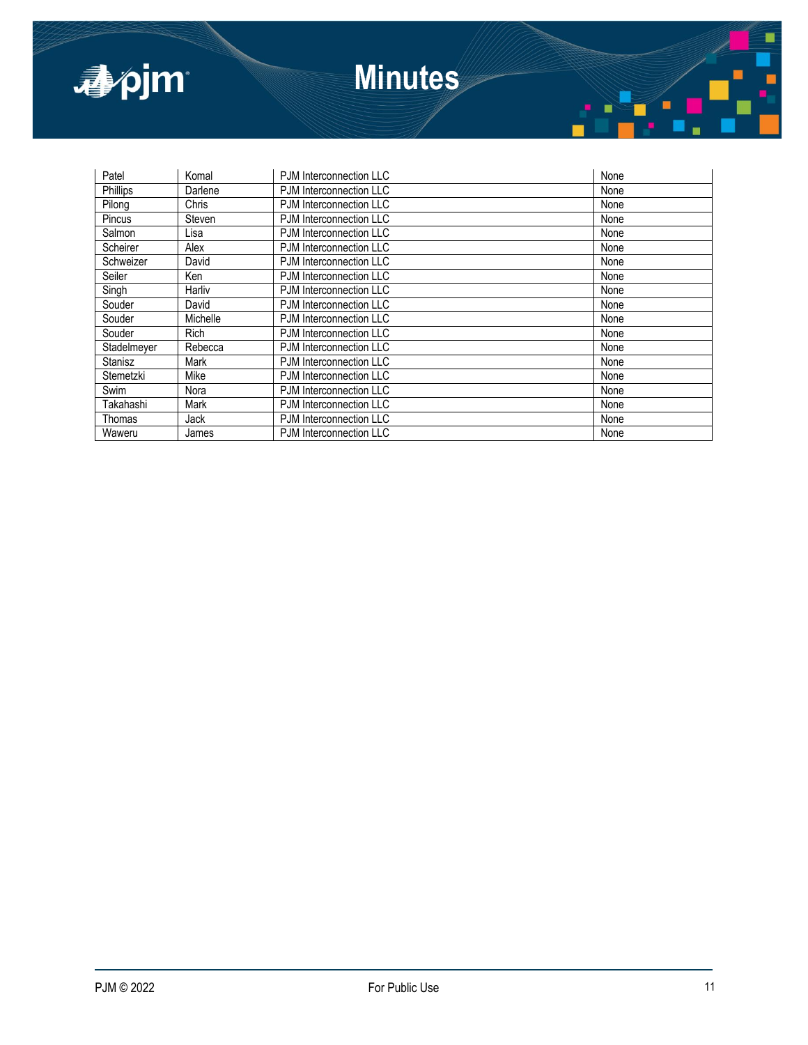| | | | |
|---|---|---|---|
| Patel | Komal | PJM Interconnection LLC | None |
| Phillips | Darlene | PJM Interconnection LLC | None |
| Pilong | Chris | PJM Interconnection LLC | None |
| Pincus | Steven | PJM Interconnection LLC | None |
| Salmon | Lisa | PJM Interconnection LLC | None |
| Scheirer | Alex | PJM Interconnection LLC | None |
| Schweizer | David | PJM Interconnection LLC | None |
| Seiler | Ken | PJM Interconnection LLC | None |
| Singh | Harliv | PJM Interconnection LLC | None |
| Souder | David | PJM Interconnection LLC | None |
| Souder | Michelle | PJM Interconnection LLC | None |
| Souder | Rich | PJM Interconnection LLC | None |
| Stadelmeyer | Rebecca | PJM Interconnection LLC | None |
| Stanisz | Mark | PJM Interconnection LLC | None |
| Stemetzki | Mike | PJM Interconnection LLC | None |
| Swim | Nora | PJM Interconnection LLC | None |
| Takahashi | Mark | PJM Interconnection LLC | None |
| Thomas | Jack | PJM Interconnection LLC | None |
| Waweru | James | PJM Interconnection LLC | None |